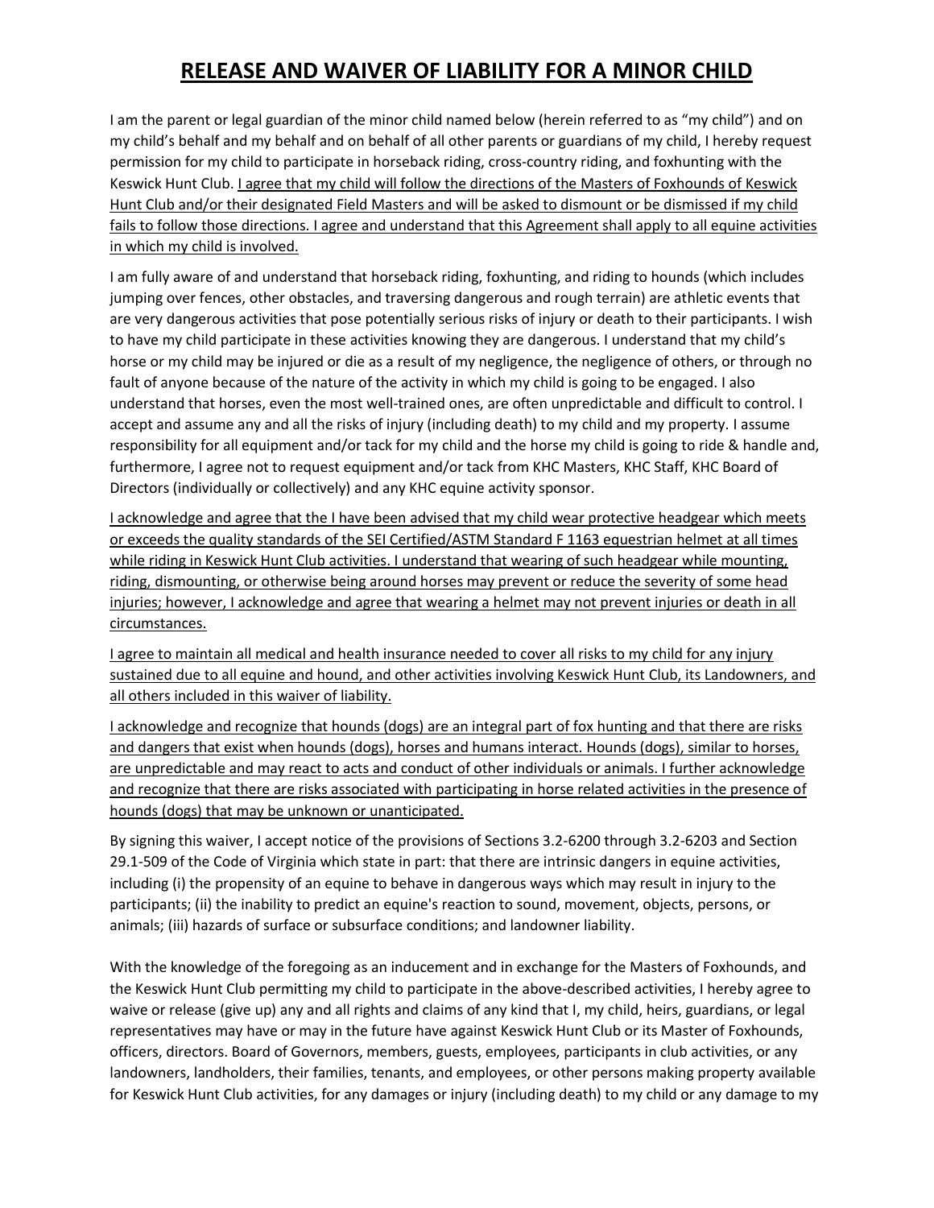# RELEASE AND WAIVER OF LIABILITY FOR A MINOR CHILD

I am the parent or legal guardian of the minor child named below (herein referred to as "my child") and on my child's behalf and my behalf and on behalf of all other parents or guardians of my child, I hereby request permission for my child to participate in horseback riding, cross-country riding, and foxhunting with the Keswick Hunt Club. <u>I agree that my child will follow the directions of the Masters of Foxhounds of Keswick Hunt Club and/or their designated Field Masters and will be asked to dismount or be dismissed if my child fails to follow those directions. I agree and understand that this Agreement shall apply to all equine activities in which my child is involved.</u>

I am fully aware of and understand that horseback riding, foxhunting, and riding to hounds (which includes jumping over fences, other obstacles, and traversing dangerous and rough terrain) are athletic events that are very dangerous activities that pose potentially serious risks of injury or death to their participants. I wish to have my child participate in these activities knowing they are dangerous. I understand that my child's horse or my child may be injured or die as a result of my negligence, the negligence of others, or through no fault of anyone because of the nature of the activity in which my child is going to be engaged. I also understand that horses, even the most well-trained ones, are often unpredictable and difficult to control. I accept and assume any and all the risks of injury (including death) to my child and my property. I assume responsibility for all equipment and/or tack for my child and the horse my child is going to ride & handle and, furthermore, I agree not to request equipment and/or tack from KHC Masters, KHC Staff, KHC Board of Directors (individually or collectively) and any KHC equine activity sponsor.

<u>I acknowledge and agree that the I have been advised that my child wear protective headgear which meets or exceeds the quality standards of the SEI Certified/ASTM Standard F 1163 equestrian helmet at all times while riding in Keswick Hunt Club activities. I understand that wearing of such headgear while mounting, riding, dismounting, or otherwise being around horses may prevent or reduce the severity of some head injuries; however, I acknowledge and agree that wearing a helmet may not prevent injuries or death in all circumstances.</u>

<u>I agree to maintain all medical and health insurance needed to cover all risks to my child for any injury sustained due to all equine and hound, and other activities involving Keswick Hunt Club, its Landowners, and all others included in this waiver of liability.</u>

<u>I acknowledge and recognize that hounds (dogs) are an integral part of fox hunting and that there are risks and dangers that exist when hounds (dogs), horses and humans interact. Hounds (dogs), similar to horses, are unpredictable and may react to acts and conduct of other individuals or animals. I further acknowledge and recognize that there are risks associated with participating in horse related activities in the presence of hounds (dogs) that may be unknown or unanticipated.</u>

By signing this waiver, I accept notice of the provisions of Sections 3.2-6200 through 3.2-6203 and Section 29.1-509 of the Code of Virginia which state in part: that there are intrinsic dangers in equine activities, including (i) the propensity of an equine to behave in dangerous ways which may result in injury to the participants; (ii) the inability to predict an equine's reaction to sound, movement, objects, persons, or animals; (iii) hazards of surface or subsurface conditions; and landowner liability.

With the knowledge of the foregoing as an inducement and in exchange for the Masters of Foxhounds, and the Keswick Hunt Club permitting my child to participate in the above-described activities, I hereby agree to waive or release (give up) any and all rights and claims of any kind that I, my child, heirs, guardians, or legal representatives may have or may in the future have against Keswick Hunt Club or its Master of Foxhounds, officers, directors. Board of Governors, members, guests, employees, participants in club activities, or any landowners, landholders, their families, tenants, and employees, or other persons making property available for Keswick Hunt Club activities, for any damages or injury (including death) to my child or any damage to my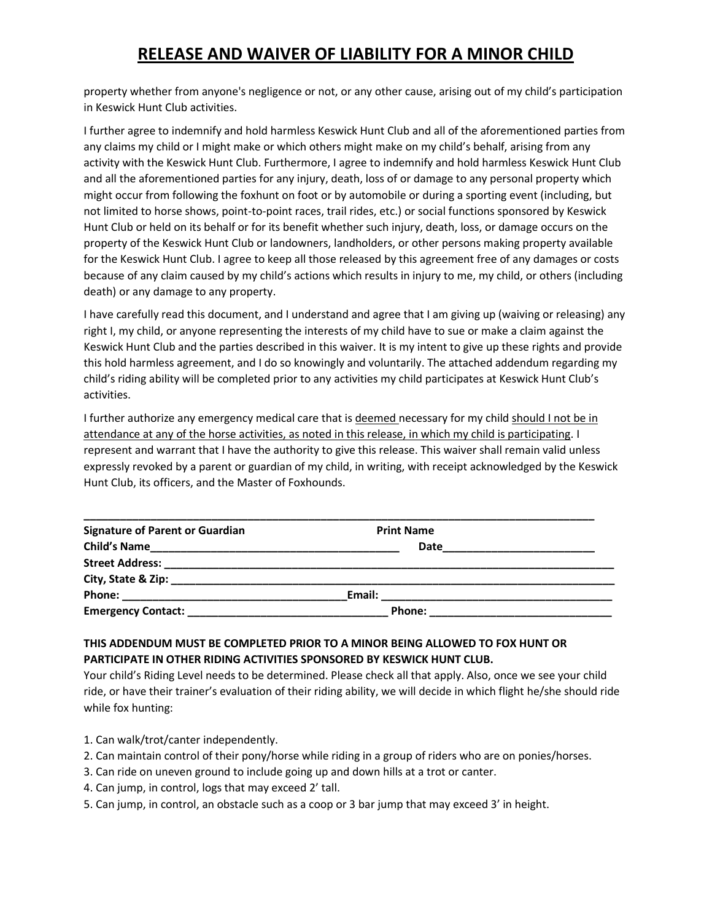# RELEASE AND WAIVER OF LIABILITY FOR A MINOR CHILD

property whether from anyone's negligence or not, or any other cause, arising out of my child's participation in Keswick Hunt Club activities.

I further agree to indemnify and hold harmless Keswick Hunt Club and all of the aforementioned parties from any claims my child or I might make or which others might make on my child's behalf, arising from any activity with the Keswick Hunt Club. Furthermore, I agree to indemnify and hold harmless Keswick Hunt Club and all the aforementioned parties for any injury, death, loss of or damage to any personal property which might occur from following the foxhunt on foot or by automobile or during a sporting event (including, but not limited to horse shows, point-to-point races, trail rides, etc.) or social functions sponsored by Keswick Hunt Club or held on its behalf or for its benefit whether such injury, death, loss, or damage occurs on the property of the Keswick Hunt Club or landowners, landholders, or other persons making property available for the Keswick Hunt Club. I agree to keep all those released by this agreement free of any damages or costs because of any claim caused by my child's actions which results in injury to me, my child, or others (including death) or any damage to any property.

I have carefully read this document, and I understand and agree that I am giving up (waiving or releasing) any right I, my child, or anyone representing the interests of my child have to sue or make a claim against the Keswick Hunt Club and the parties described in this waiver. It is my intent to give up these rights and provide this hold harmless agreement, and I do so knowingly and voluntarily. The attached addendum regarding my child's riding ability will be completed prior to any activities my child participates at Keswick Hunt Club's activities.

I further authorize any emergency medical care that is deemed necessary for my child should I not be in attendance at any of the horse activities, as noted in this release, in which my child is participating. I represent and warrant that I have the authority to give this release. This waiver shall remain valid unless expressly revoked by a parent or guardian of my child, in writing, with receipt acknowledged by the Keswick Hunt Club, its officers, and the Master of Foxhounds.

_______________________________________________________________________________

**Signature of Parent or Guardian** **Print Name**

**Child's Name**_________________________________________ **Date**_________________________

**Street Address:** ____________________________________________________________________________

**City, State & Zip:** __________________________________________________________________________

**Phone:** _____________________________________**Email:** ______________________________________

**Emergency Contact:** _________________________________ **Phone:** ______________________________

**THIS ADDENDUM MUST BE COMPLETED PRIOR TO A MINOR BEING ALLOWED TO FOX HUNT OR PARTICIPATE IN OTHER RIDING ACTIVITIES SPONSORED BY KESWICK HUNT CLUB.**

Your child's Riding Level needs to be determined. Please check all that apply. Also, once we see your child ride, or have their trainer's evaluation of their riding ability, we will decide in which flight he/she should ride while fox hunting:

1. Can walk/trot/canter independently.
2. Can maintain control of their pony/horse while riding in a group of riders who are on ponies/horses.
3. Can ride on uneven ground to include going up and down hills at a trot or canter.
4. Can jump, in control, logs that may exceed 2' tall.
5. Can jump, in control, an obstacle such as a coop or 3 bar jump that may exceed 3' in height.